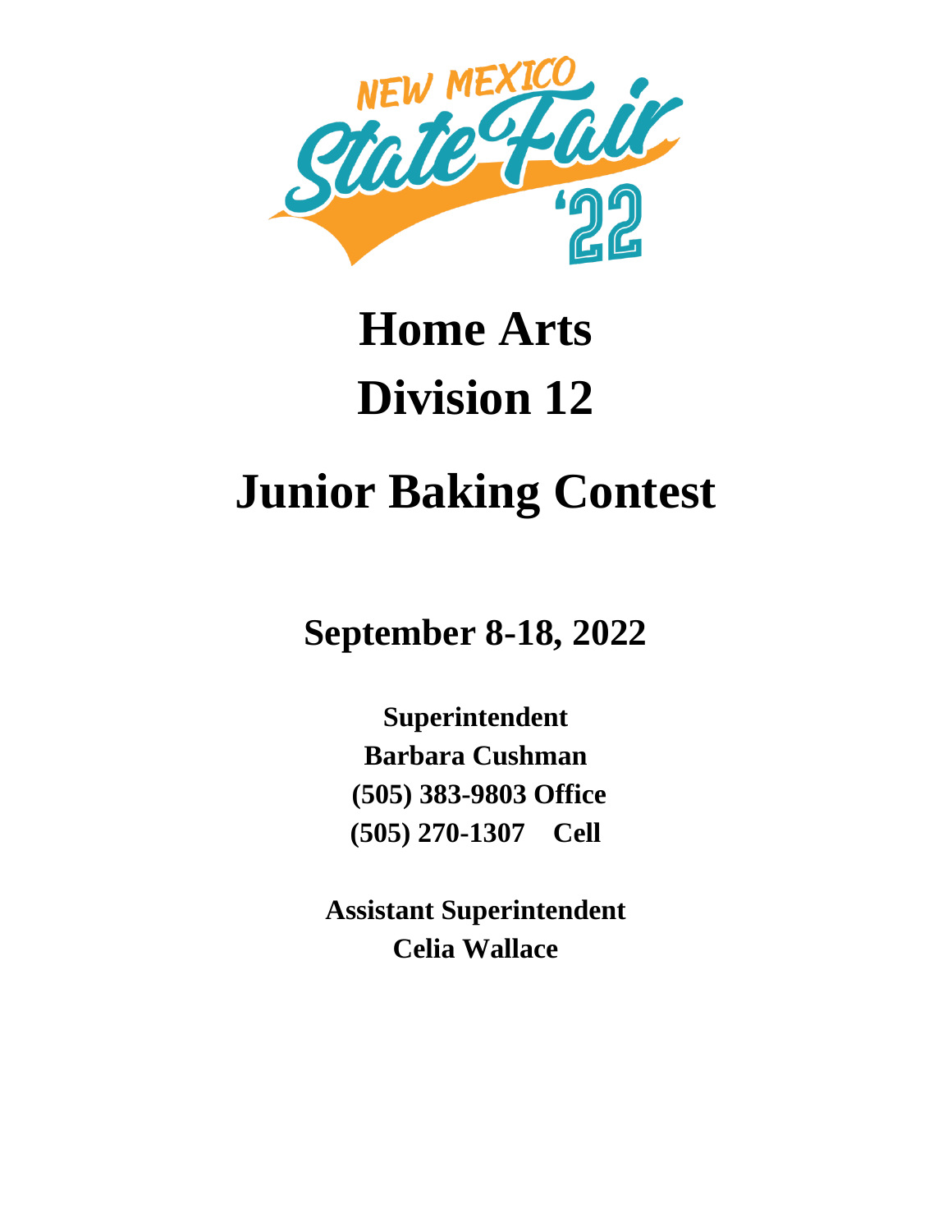NEW MEXICO State Fair '22

# Home Arts
# Division 12

# Junior Baking Contest

## September 8-18, 2022

**Superintendent**
**Barbara Cushman**
**(505) 383-9803 Office**
**(505) 270-1307 Cell**

**Assistant Superintendent**
**Celia Wallace**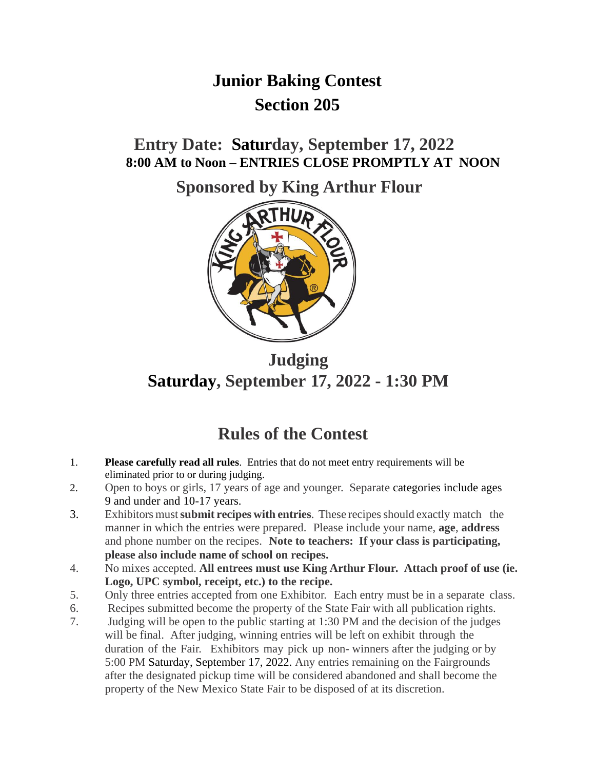# Junior Baking Contest
# Section 205

## Entry Date: Saturday, September 17, 2022
**8:00 AM to Noon – ENTRIES CLOSE PROMPTLY AT NOON**

## Sponsored by King Arthur Flour

## Judging
## Saturday, September 17, 2022 - 1:30 PM

## Rules of the Contest

1. **Please carefully read all rules**. Entries that do not meet entry requirements will be eliminated prior to or during judging.
2. Open to boys or girls, 17 years of age and younger. Separate categories include ages 9 and under and 10-17 years.
3. Exhibitors must **submit recipes with entries**. These recipes should exactly match the manner in which the entries were prepared. Please include your name, **age**, **address** and phone number on the recipes. **Note to teachers: If your class is participating, please also include name of school on recipes.**
4. No mixes accepted. **All entrees must use King Arthur Flour. Attach proof of use (ie. Logo, UPC symbol, receipt, etc.) to the recipe.**
5. Only three entries accepted from one Exhibitor. Each entry must be in a separate class.
6. Recipes submitted become the property of the State Fair with all publication rights.
7. Judging will be open to the public starting at 1:30 PM and the decision of the judges will be final. After judging, winning entries will be left on exhibit through the duration of the Fair. Exhibitors may pick up non- winners after the judging or by 5:00 PM Saturday, September 17, 2022. Any entries remaining on the Fairgrounds after the designated pickup time will be considered abandoned and shall become the property of the New Mexico State Fair to be disposed of at its discretion.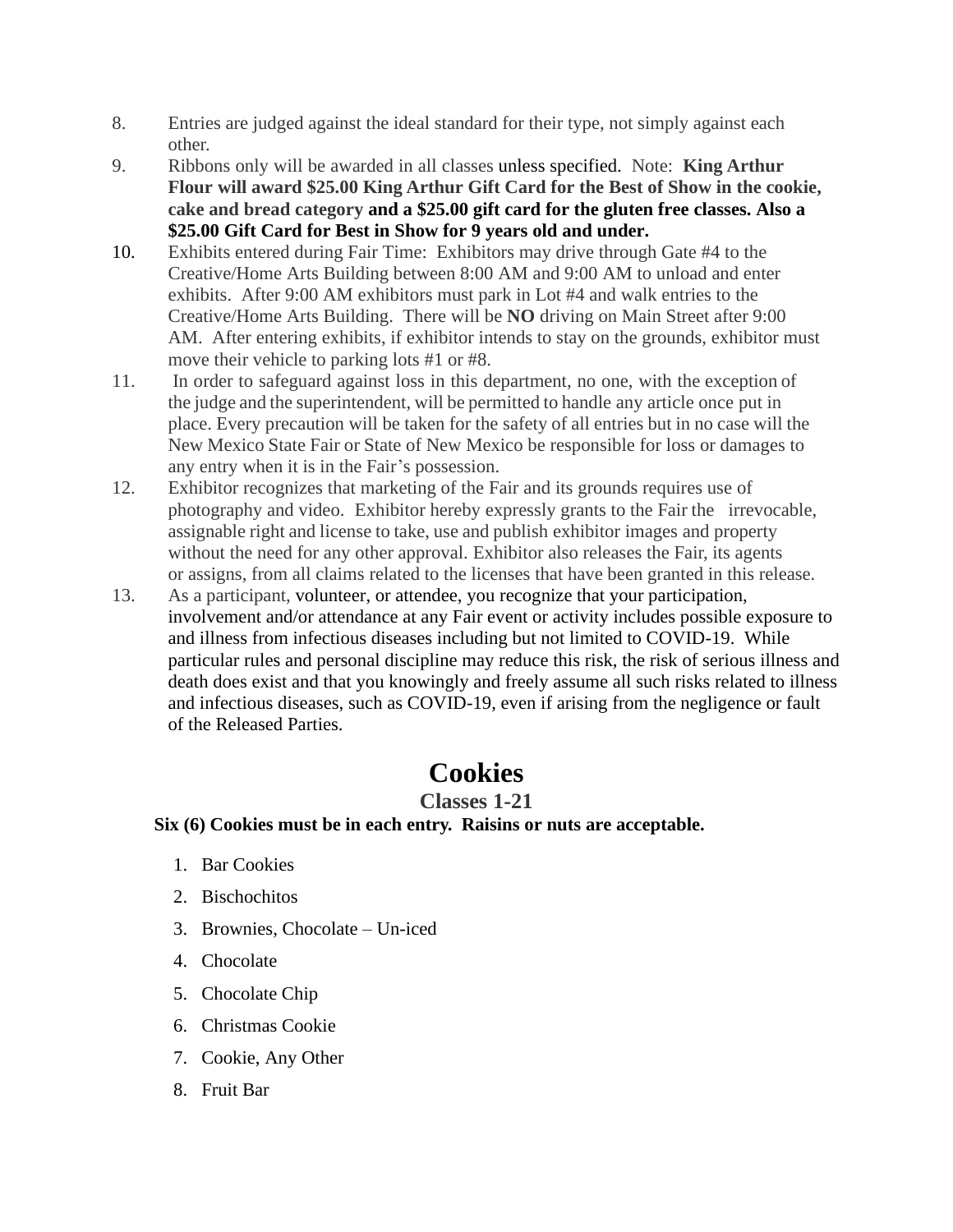8. Entries are judged against the ideal standard for their type, not simply against each other.
9. Ribbons only will be awarded in all classes unless specified. Note: **King Arthur Flour will award $25.00 King Arthur Gift Card for the Best of Show in the cookie, cake and bread category and a $25.00 gift card for the gluten free classes. Also a $25.00 Gift Card for Best in Show for 9 years old and under.**
10. Exhibits entered during Fair Time: Exhibitors may drive through Gate #4 to the Creative/Home Arts Building between 8:00 AM and 9:00 AM to unload and enter exhibits. After 9:00 AM exhibitors must park in Lot #4 and walk entries to the Creative/Home Arts Building. There will be **NO** driving on Main Street after 9:00 AM. After entering exhibits, if exhibitor intends to stay on the grounds, exhibitor must move their vehicle to parking lots #1 or #8.
11. In order to safeguard against loss in this department, no one, with the exception of the judge and the superintendent, will be permitted to handle any article once put in place. Every precaution will be taken for the safety of all entries but in no case will the New Mexico State Fair or State of New Mexico be responsible for loss or damages to any entry when it is in the Fair's possession.
12. Exhibitor recognizes that marketing of the Fair and its grounds requires use of photography and video. Exhibitor hereby expressly grants to the Fair the irrevocable, assignable right and license to take, use and publish exhibitor images and property without the need for any other approval. Exhibitor also releases the Fair, its agents or assigns, from all claims related to the licenses that have been granted in this release.
13. As a participant, volunteer, or attendee, you recognize that your participation, involvement and/or attendance at any Fair event or activity includes possible exposure to and illness from infectious diseases including but not limited to COVID-19. While particular rules and personal discipline may reduce this risk, the risk of serious illness and death does exist and that you knowingly and freely assume all such risks related to illness and infectious diseases, such as COVID-19, even if arising from the negligence or fault of the Released Parties.

# Cookies

## Classes 1-21

**Six (6) Cookies must be in each entry. Raisins or nuts are acceptable.**

1. Bar Cookies
2. Bischochitos
3. Brownies, Chocolate – Un-iced
4. Chocolate
5. Chocolate Chip
6. Christmas Cookie
7. Cookie, Any Other
8. Fruit Bar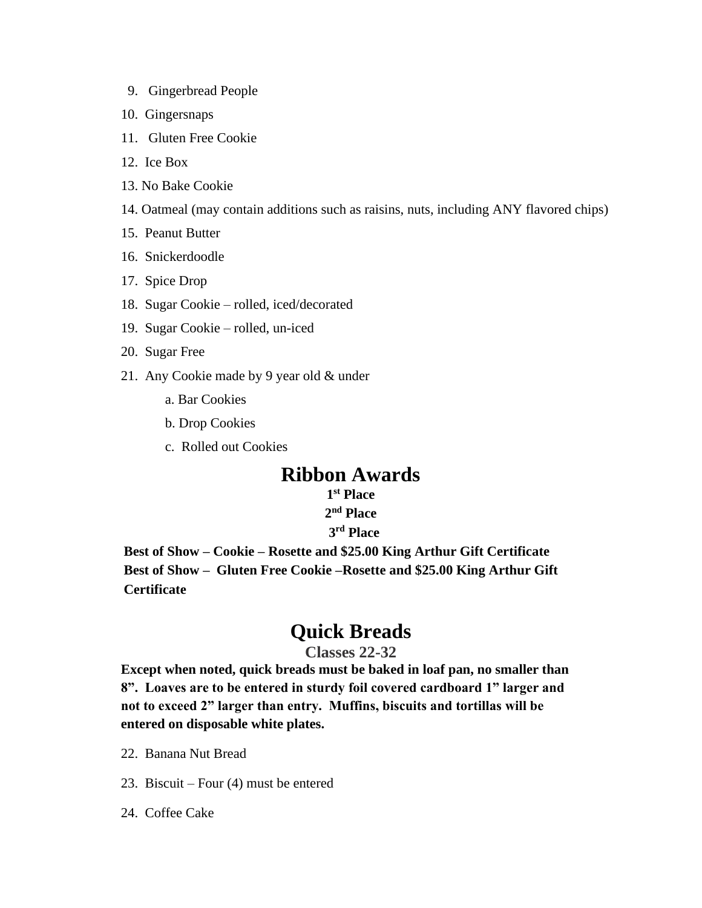9. Gingerbread People
10. Gingersnaps
11. Gluten Free Cookie
12. Ice Box
13. No Bake Cookie
14. Oatmeal (may contain additions such as raisins, nuts, including ANY flavored chips)
15. Peanut Butter
16. Snickerdoodle
17. Spice Drop
18. Sugar Cookie – rolled, iced/decorated
19. Sugar Cookie – rolled, un-iced
20. Sugar Free
21. Any Cookie made by 9 year old & under
    a. Bar Cookies
    b. Drop Cookies
    c. Rolled out Cookies

# Ribbon Awards

**1st Place**

**2nd Place**

**3rd Place**

**Best of Show – Cookie – Rosette and $25.00 King Arthur Gift Certificate**

**Best of Show – Gluten Free Cookie –Rosette and $25.00 King Arthur Gift Certificate**

# Quick Breads

## Classes 22-32

**Except when noted, quick breads must be baked in loaf pan, no smaller than 8". Loaves are to be entered in sturdy foil covered cardboard 1" larger and not to exceed 2" larger than entry. Muffins, biscuits and tortillas will be entered on disposable white plates.**

22. Banana Nut Bread
23. Biscuit – Four (4) must be entered
24. Coffee Cake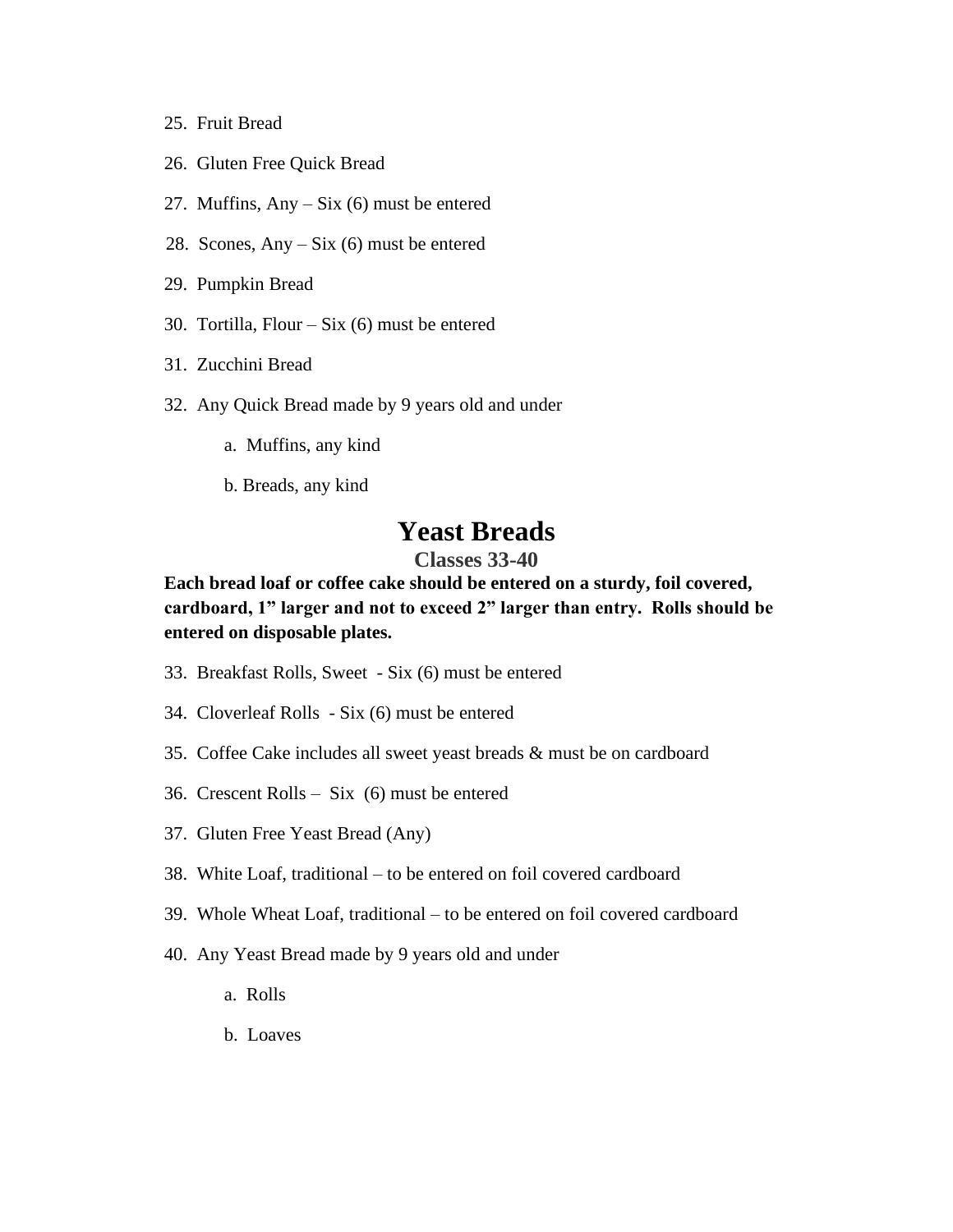25. Fruit Bread

26. Gluten Free Quick Bread

27. Muffins, Any – Six (6) must be entered

28. Scones, Any – Six (6) must be entered

29. Pumpkin Bread

30. Tortilla, Flour – Six (6) must be entered

31. Zucchini Bread

32. Any Quick Bread made by 9 years old and under

    a. Muffins, any kind

    b. Breads, any kind

# Yeast Breads

### Classes 33-40

**Each bread loaf or coffee cake should be entered on a sturdy, foil covered, cardboard, 1" larger and not to exceed 2" larger than entry. Rolls should be entered on disposable plates.**

33. Breakfast Rolls, Sweet - Six (6) must be entered

34. Cloverleaf Rolls - Six (6) must be entered

35. Coffee Cake includes all sweet yeast breads & must be on cardboard

36. Crescent Rolls – Six (6) must be entered

37. Gluten Free Yeast Bread (Any)

38. White Loaf, traditional – to be entered on foil covered cardboard

39. Whole Wheat Loaf, traditional – to be entered on foil covered cardboard

40. Any Yeast Bread made by 9 years old and under

    a. Rolls

    b. Loaves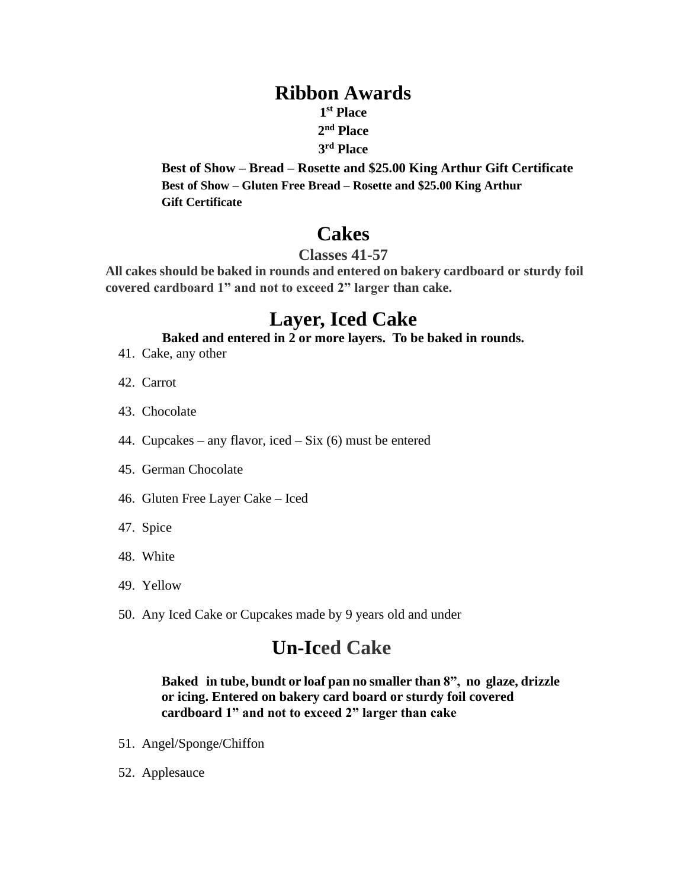## Ribbon Awards

**1st Place**

**2nd Place**

**3rd Place**

**Best of Show – Bread – Rosette and $25.00 King Arthur Gift Certificate**

**Best of Show – Gluten Free Bread – Rosette and $25.00 King Arthur Gift Certificate**

## Cakes

**Classes 41-57**

**All cakes should be baked in rounds and entered on bakery cardboard or sturdy foil covered cardboard 1" and not to exceed 2" larger than cake.**

## Layer, Iced Cake

**Baked and entered in 2 or more layers. To be baked in rounds.**

41. Cake, any other
42. Carrot
43. Chocolate
44. Cupcakes – any flavor, iced – Six (6) must be entered
45. German Chocolate
46. Gluten Free Layer Cake – Iced
47. Spice
48. White
49. Yellow
50. Any Iced Cake or Cupcakes made by 9 years old and under

## Un-Iced Cake

**Baked in tube, bundt or loaf pan no smaller than 8", no glaze, drizzle or icing. Entered on bakery card board or sturdy foil covered cardboard 1" and not to exceed 2" larger than cake**

51. Angel/Sponge/Chiffon
52. Applesauce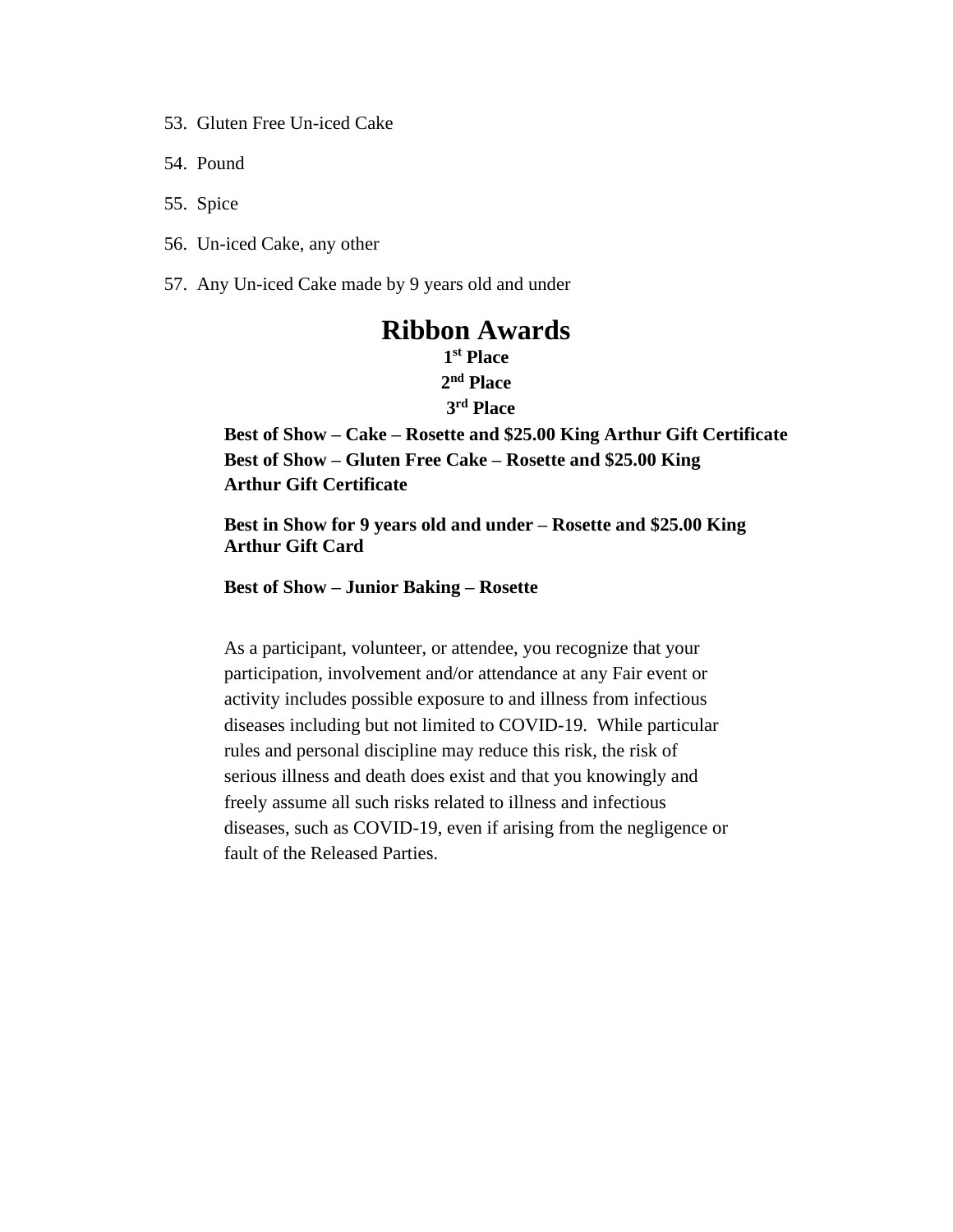53. Gluten Free Un-iced Cake
54. Pound
55. Spice
56. Un-iced Cake, any other
57. Any Un-iced Cake made by 9 years old and under

# Ribbon Awards

**1st Place**

**2nd Place**

**3rd Place**

**Best of Show – Cake – Rosette and $25.00 King Arthur Gift Certificate**
**Best of Show – Gluten Free Cake – Rosette and $25.00 King Arthur Gift Certificate**

**Best in Show for 9 years old and under – Rosette and $25.00 King Arthur Gift Card**

**Best of Show – Junior Baking – Rosette**

As a participant, volunteer, or attendee, you recognize that your participation, involvement and/or attendance at any Fair event or activity includes possible exposure to and illness from infectious diseases including but not limited to COVID-19. While particular rules and personal discipline may reduce this risk, the risk of serious illness and death does exist and that you knowingly and freely assume all such risks related to illness and infectious diseases, such as COVID-19, even if arising from the negligence or fault of the Released Parties.